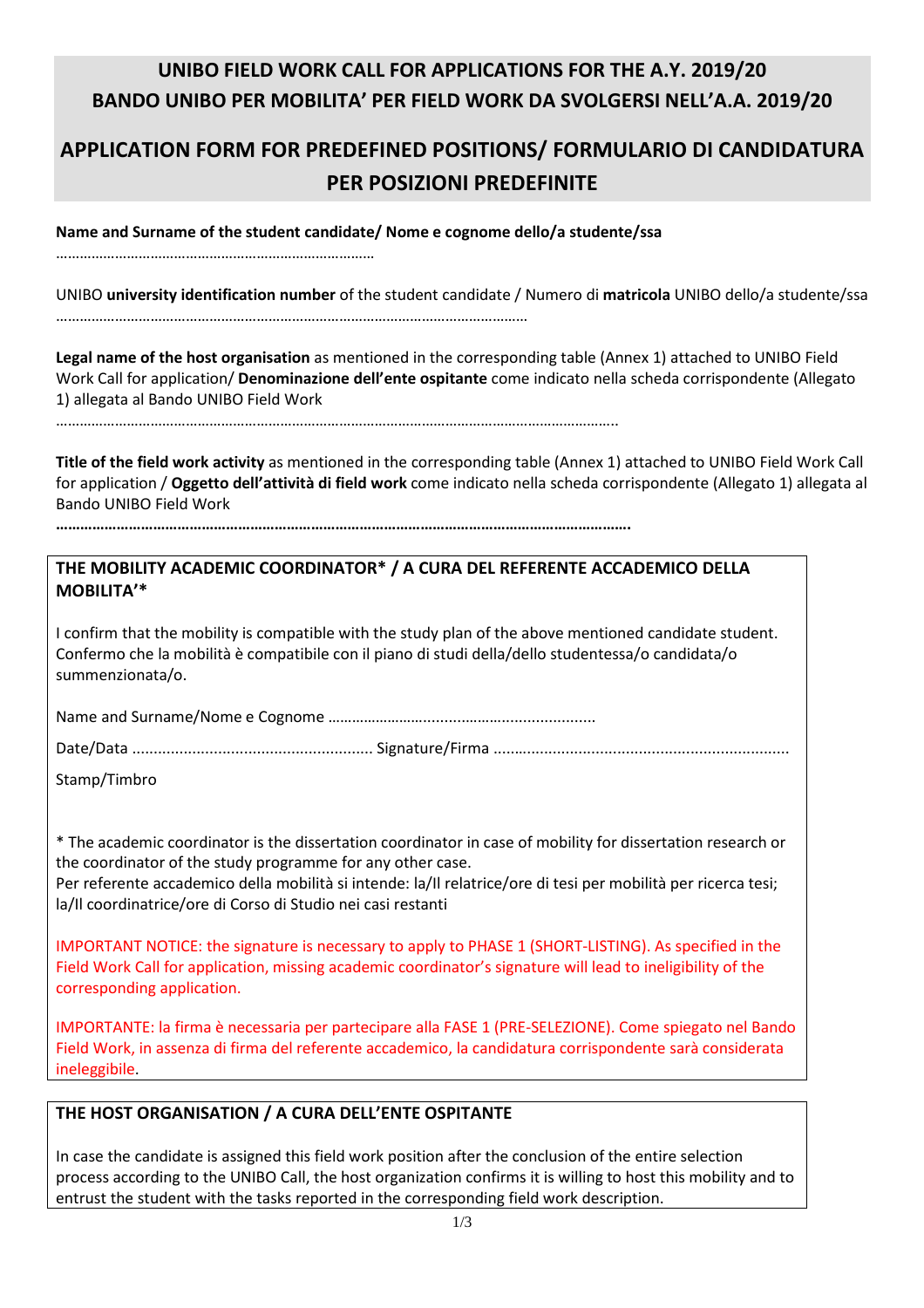# UNIBO FIELD WORK CALL FOR APPLICATIONS FOR THE A.Y. 2019/20
# BANDO UNIBO PER MOBILITA' PER FIELD WORK DA SVOLGERSI NELL'A.A. 2019/20

## APPLICATION FORM FOR PREDEFINED POSITIONS/ FORMULARIO DI CANDIDATURA PER POSIZIONI PREDEFINITE

**Name and Surname of the student candidate/ Nome e cognome dello/a studente/ssa**

………………………………………………………………………

UNIBO **university identification number** of the student candidate / Numero di **matricola** UNIBO dello/a studente/ssa

……………………………………………………………………………………………………

**Legal name of the host organisation** as mentioned in the corresponding table (Annex 1) attached to UNIBO Field Work Call for application/ **Denominazione dell'ente ospitante** come indicato nella scheda corrispondente (Allegato 1) allegata al Bando UNIBO Field Work

…………………………………………………………………………………………………………………………..

**Title of the field work activity** as mentioned in the corresponding table (Annex 1) attached to UNIBO Field Work Call for application / **Oggetto dell'attività di field work** come indicato nella scheda corrispondente (Allegato 1) allegata al Bando UNIBO Field Work

**…………………………………………………………………………………………………………………………….**

### THE MOBILITY ACADEMIC COORDINATOR* / A CURA DEL REFERENTE ACCADEMICO DELLA MOBILITA'*

I confirm that the mobility is compatible with the study plan of the above mentioned candidate student.
Confermo che la mobilità è compatibile con il piano di studi della/dello studentessa/o candidata/o summenzionata/o.

Name and Surname/Nome e Cognome ……………………….................................

Date/Data ....................................................... Signature/Firma ………...........................................................

Stamp/Timbro

* The academic coordinator is the dissertation coordinator in case of mobility for dissertation research or the coordinator of the study programme for any other case.
Per referente accademico della mobilità si intende: la/Il relatrice/ore di tesi per mobilità per ricerca tesi; la/Il coordinatrice/ore di Corso di Studio nei casi restanti

IMPORTANT NOTICE: the signature is necessary to apply to PHASE 1 (SHORT-LISTING). As specified in the Field Work Call for application, missing academic coordinator's signature will lead to ineligibility of the corresponding application.

IMPORTANTE: la firma è necessaria per partecipare alla FASE 1 (PRE-SELEZIONE). Come spiegato nel Bando Field Work, in assenza di firma del referente accademico, la candidatura corrispondente sarà considerata ineleggibile.

### THE HOST ORGANISATION / A CURA DELL'ENTE OSPITANTE

In case the candidate is assigned this field work position after the conclusion of the entire selection process according to the UNIBO Call, the host organization confirms it is willing to host this mobility and to entrust the student with the tasks reported in the corresponding field work description.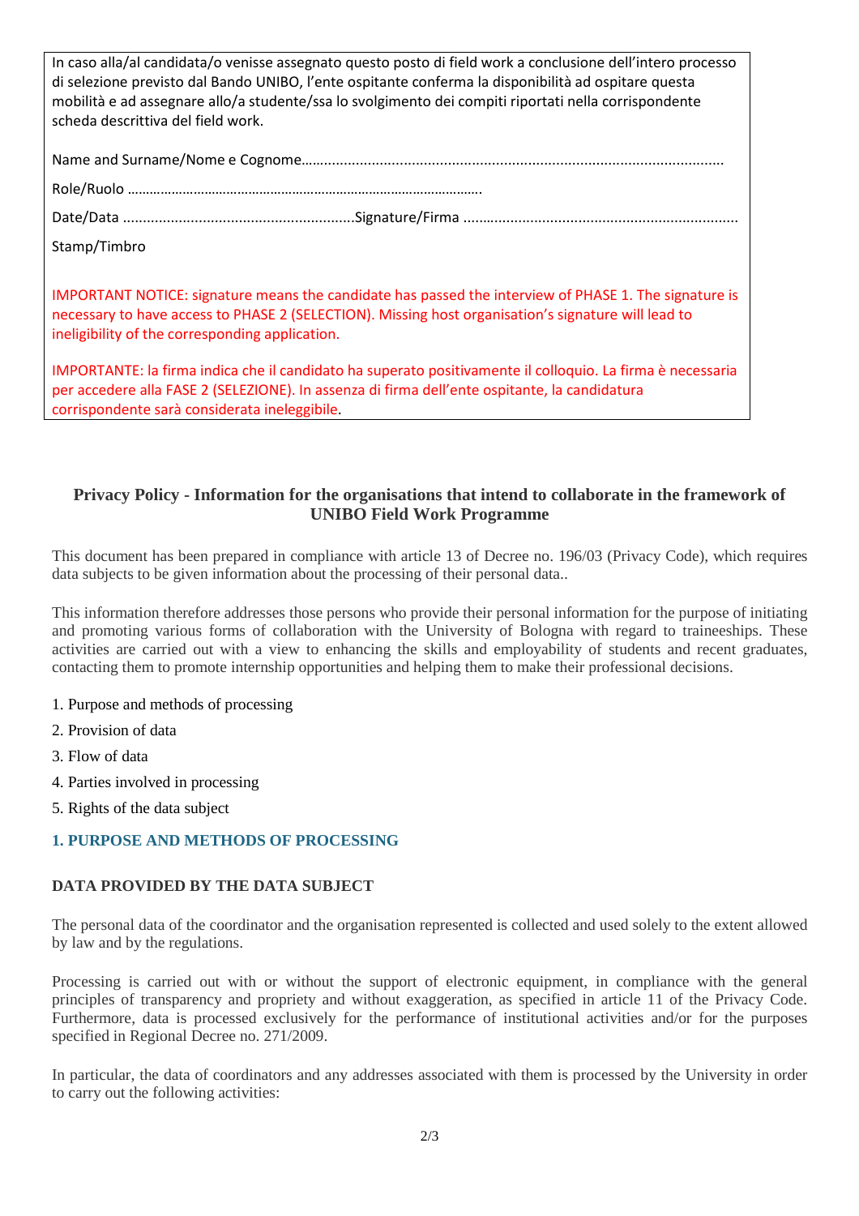In caso alla/al candidata/o venisse assegnato questo posto di field work a conclusione dell'intero processo di selezione previsto dal Bando UNIBO, l'ente ospitante conferma la disponibilità ad ospitare questa mobilità e ad assegnare allo/a studente/ssa lo svolgimento dei compiti riportati nella corrispondente scheda descrittiva del field work.

Name and Surname/Nome e Cognome……………………………………………………………………………………………

Role/Ruolo …………………………………………………………………………………….

Date/Data ..........................................................Signature/Firma ……..............................................................

Stamp/Timbro

IMPORTANT NOTICE: signature means the candidate has passed the interview of PHASE 1. The signature is necessary to have access to PHASE 2 (SELECTION). Missing host organisation's signature will lead to ineligibility of the corresponding application.

IMPORTANTE: la firma indica che il candidato ha superato positivamente il colloquio. La firma è necessaria per accedere alla FASE 2 (SELEZIONE). In assenza di firma dell'ente ospitante, la candidatura corrispondente sarà considerata ineleggibile.

## Privacy Policy - Information for the organisations that intend to collaborate in the framework of UNIBO Field Work Programme

This document has been prepared in compliance with article 13 of Decree no. 196/03 (Privacy Code), which requires data subjects to be given information about the processing of their personal data..

This information therefore addresses those persons who provide their personal information for the purpose of initiating and promoting various forms of collaboration with the University of Bologna with regard to traineeships. These activities are carried out with a view to enhancing the skills and employability of students and recent graduates, contacting them to promote internship opportunities and helping them to make their professional decisions.

1. Purpose and methods of processing
2. Provision of data
3. Flow of data
4. Parties involved in processing
5. Rights of the data subject

### 1. PURPOSE AND METHODS OF PROCESSING

#### DATA PROVIDED BY THE DATA SUBJECT

The personal data of the coordinator and the organisation represented is collected and used solely to the extent allowed by law and by the regulations.

Processing is carried out with or without the support of electronic equipment, in compliance with the general principles of transparency and propriety and without exaggeration, as specified in article 11 of the Privacy Code. Furthermore, data is processed exclusively for the performance of institutional activities and/or for the purposes specified in Regional Decree no. 271/2009.

In particular, the data of coordinators and any addresses associated with them is processed by the University in order to carry out the following activities: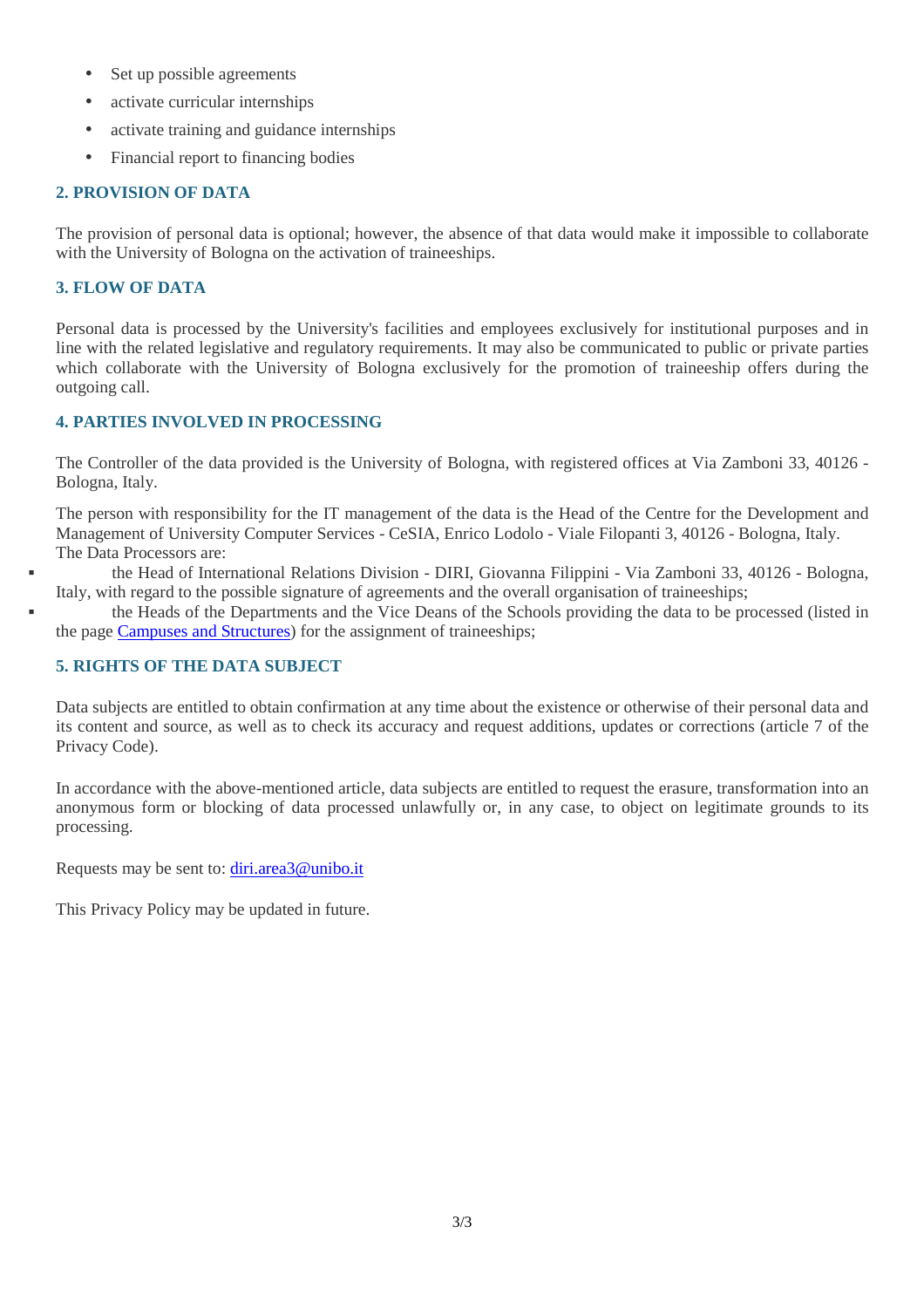- Set up possible agreements
- activate curricular internships
- activate training and guidance internships
- Financial report to financing bodies

## 2. PROVISION OF DATA

The provision of personal data is optional; however, the absence of that data would make it impossible to collaborate with the University of Bologna on the activation of traineeships.

## 3. FLOW OF DATA

Personal data is processed by the University's facilities and employees exclusively for institutional purposes and in line with the related legislative and regulatory requirements. It may also be communicated to public or private parties which collaborate with the University of Bologna exclusively for the promotion of traineeship offers during the outgoing call.

## 4. PARTIES INVOLVED IN PROCESSING

The Controller of the data provided is the University of Bologna, with registered offices at Via Zamboni 33, 40126 - Bologna, Italy.

The person with responsibility for the IT management of the data is the Head of the Centre for the Development and Management of University Computer Services - CeSIA, Enrico Lodolo - Viale Filopanti 3, 40126 - Bologna, Italy.
The Data Processors are:

- the Head of International Relations Division - DIRI, Giovanna Filippini - Via Zamboni 33, 40126 - Bologna, Italy, with regard to the possible signature of agreements and the overall organisation of traineeships;
- the Heads of the Departments and the Vice Deans of the Schools providing the data to be processed (listed in the page Campuses and Structures) for the assignment of traineeships;

## 5. RIGHTS OF THE DATA SUBJECT

Data subjects are entitled to obtain confirmation at any time about the existence or otherwise of their personal data and its content and source, as well as to check its accuracy and request additions, updates or corrections (article 7 of the Privacy Code).

In accordance with the above-mentioned article, data subjects are entitled to request the erasure, transformation into an anonymous form or blocking of data processed unlawfully or, in any case, to object on legitimate grounds to its processing.

Requests may be sent to: diri.area3@unibo.it

This Privacy Policy may be updated in future.